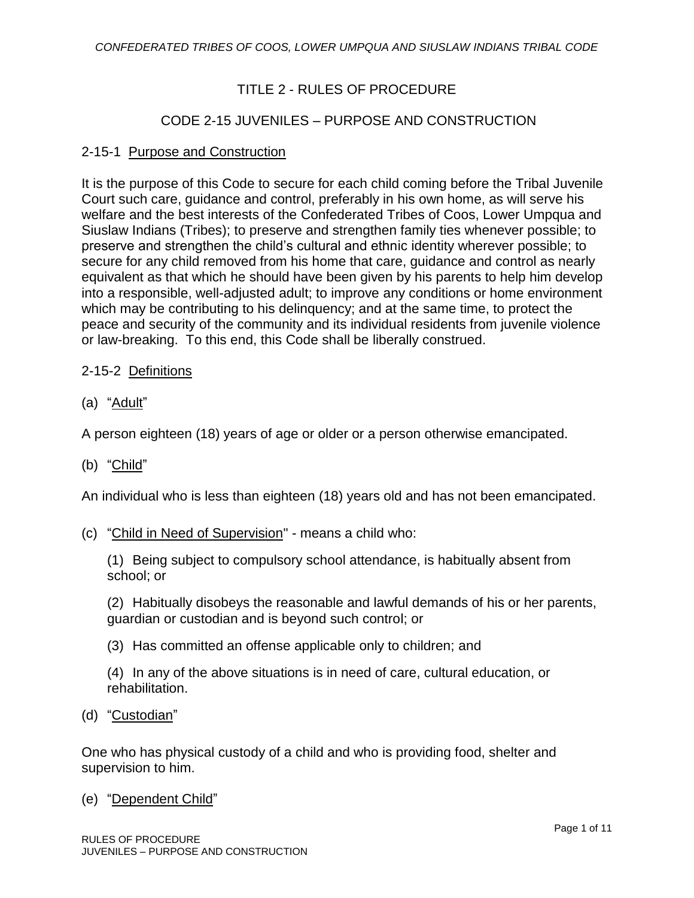## TITLE 2 - RULES OF PROCEDURE

## CODE 2-15 JUVENILES – PURPOSE AND CONSTRUCTION

### 2-15-1 Purpose and Construction

It is the purpose of this Code to secure for each child coming before the Tribal Juvenile Court such care, guidance and control, preferably in his own home, as will serve his welfare and the best interests of the Confederated Tribes of Coos, Lower Umpqua and Siuslaw Indians (Tribes); to preserve and strengthen family ties whenever possible; to preserve and strengthen the child's cultural and ethnic identity wherever possible; to secure for any child removed from his home that care, guidance and control as nearly equivalent as that which he should have been given by his parents to help him develop into a responsible, well-adjusted adult; to improve any conditions or home environment which may be contributing to his delinquency; and at the same time, to protect the peace and security of the community and its individual residents from juvenile violence or law-breaking. To this end, this Code shall be liberally construed.

### 2-15-2 Definitions

(a) "Adult"

A person eighteen (18) years of age or older or a person otherwise emancipated.

(b) "Child"

An individual who is less than eighteen (18) years old and has not been emancipated.

(c) "Child in Need of Supervision" - means a child who:

(1) Being subject to compulsory school attendance, is habitually absent from school; or

(2) Habitually disobeys the reasonable and lawful demands of his or her parents, guardian or custodian and is beyond such control; or

(3) Has committed an offense applicable only to children; and

(4) In any of the above situations is in need of care, cultural education, or rehabilitation.

(d) "Custodian"

One who has physical custody of a child and who is providing food, shelter and supervision to him.

(e) "Dependent Child"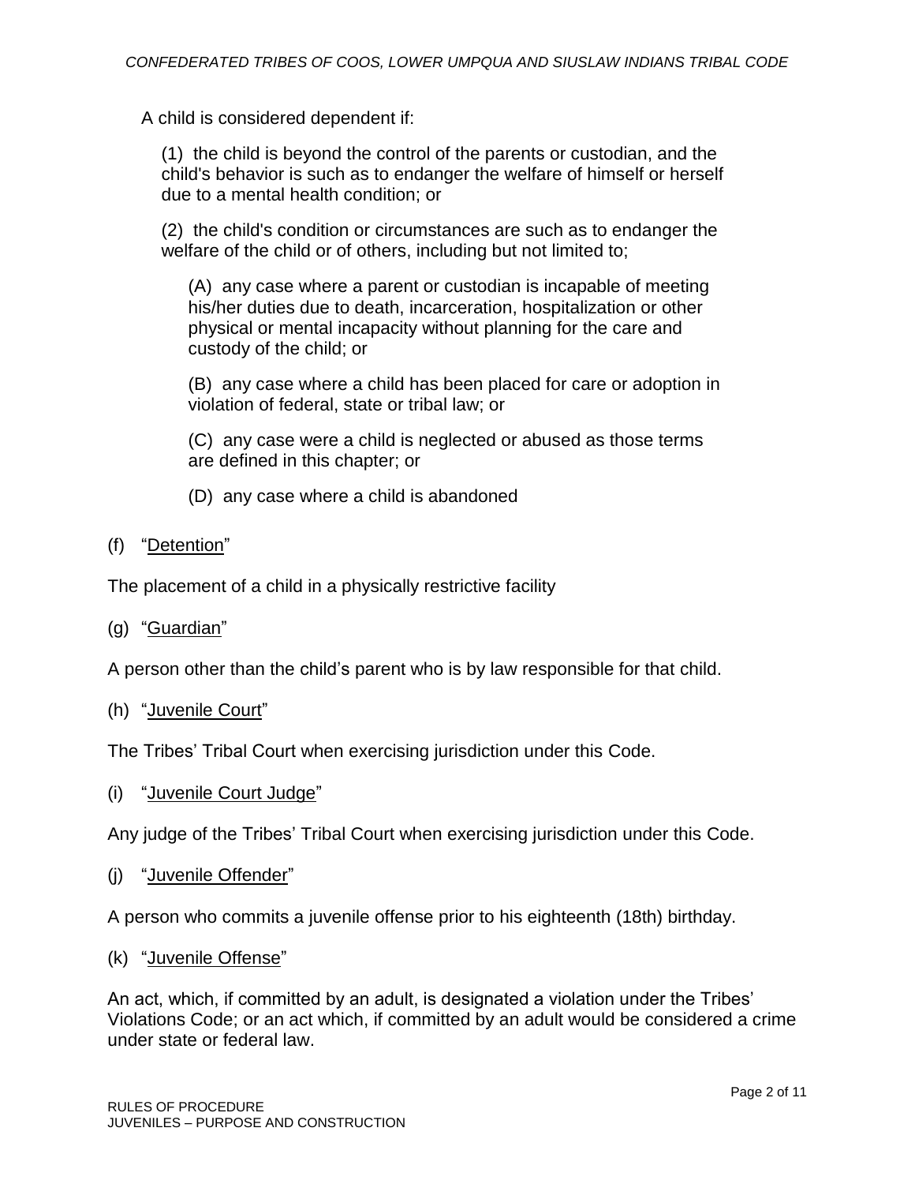A child is considered dependent if:

(1) the child is beyond the control of the parents or custodian, and the child's behavior is such as to endanger the welfare of himself or herself due to a mental health condition; or

(2) the child's condition or circumstances are such as to endanger the welfare of the child or of others, including but not limited to;

(A) any case where a parent or custodian is incapable of meeting his/her duties due to death, incarceration, hospitalization or other physical or mental incapacity without planning for the care and custody of the child; or

(B) any case where a child has been placed for care or adoption in violation of federal, state or tribal law; or

(C) any case were a child is neglected or abused as those terms are defined in this chapter; or

(D) any case where a child is abandoned

(f) "Detention"

The placement of a child in a physically restrictive facility

(g) "Guardian"

A person other than the child's parent who is by law responsible for that child.

(h) "Juvenile Court"

The Tribes' Tribal Court when exercising jurisdiction under this Code.

(i) "Juvenile Court Judge"

Any judge of the Tribes' Tribal Court when exercising jurisdiction under this Code.

(j) "Juvenile Offender"

A person who commits a juvenile offense prior to his eighteenth (18th) birthday.

(k) "Juvenile Offense"

An act, which, if committed by an adult, is designated a violation under the Tribes' Violations Code; or an act which, if committed by an adult would be considered a crime under state or federal law.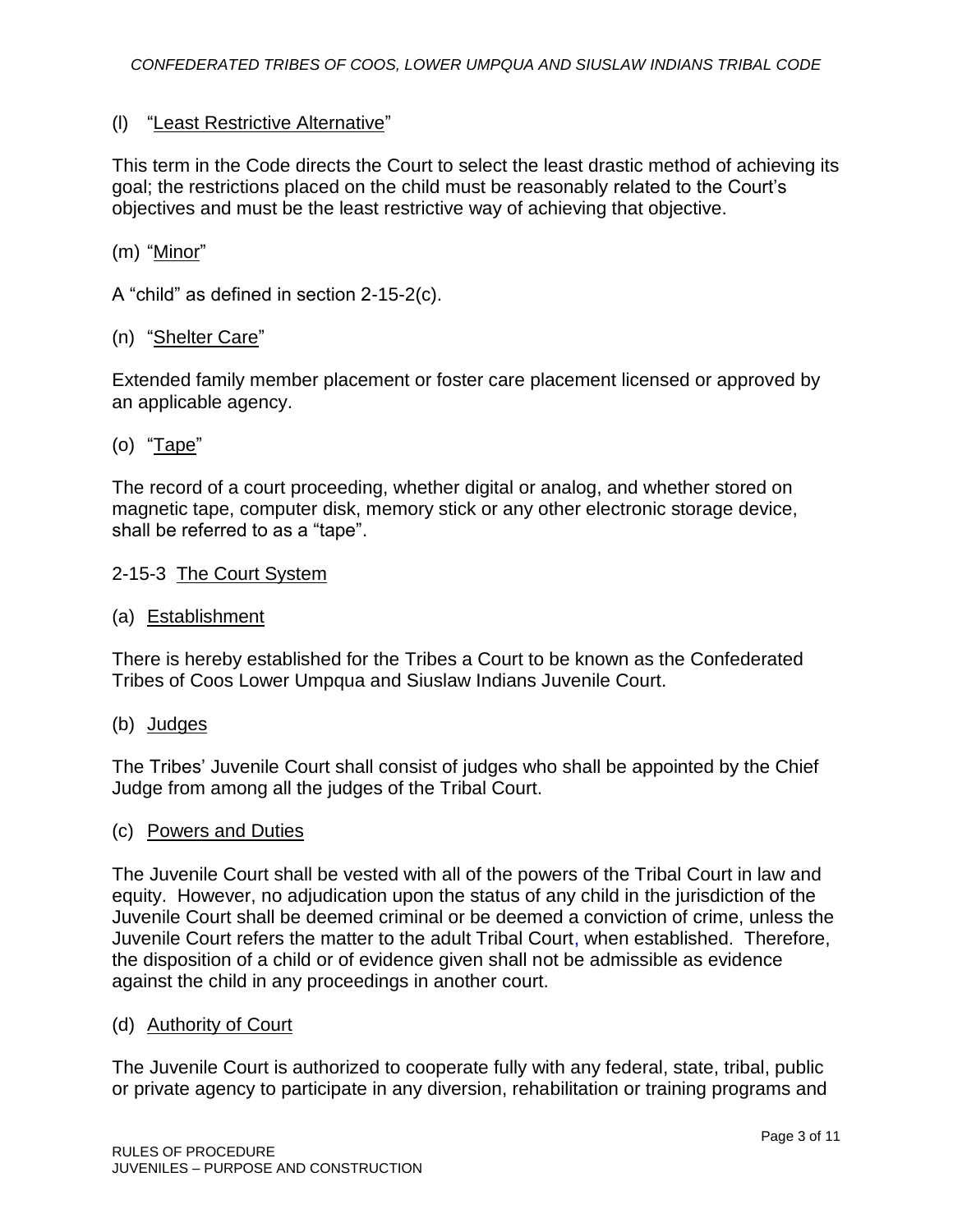(l) "Least Restrictive Alternative"

This term in the Code directs the Court to select the least drastic method of achieving its goal; the restrictions placed on the child must be reasonably related to the Court's objectives and must be the least restrictive way of achieving that objective.

(m) "Minor"

A "child" as defined in section 2-15-2(c).

(n) "Shelter Care"

Extended family member placement or foster care placement licensed or approved by an applicable agency.

(o) "Tape"

The record of a court proceeding, whether digital or analog, and whether stored on magnetic tape, computer disk, memory stick or any other electronic storage device, shall be referred to as a "tape".

2-15-3 The Court System

(a) Establishment

There is hereby established for the Tribes a Court to be known as the Confederated Tribes of Coos Lower Umpqua and Siuslaw Indians Juvenile Court.

(b) Judges

The Tribes' Juvenile Court shall consist of judges who shall be appointed by the Chief Judge from among all the judges of the Tribal Court.

(c) Powers and Duties

The Juvenile Court shall be vested with all of the powers of the Tribal Court in law and equity. However, no adjudication upon the status of any child in the jurisdiction of the Juvenile Court shall be deemed criminal or be deemed a conviction of crime, unless the Juvenile Court refers the matter to the adult Tribal Court, when established. Therefore, the disposition of a child or of evidence given shall not be admissible as evidence against the child in any proceedings in another court.

(d) Authority of Court

The Juvenile Court is authorized to cooperate fully with any federal, state, tribal, public or private agency to participate in any diversion, rehabilitation or training programs and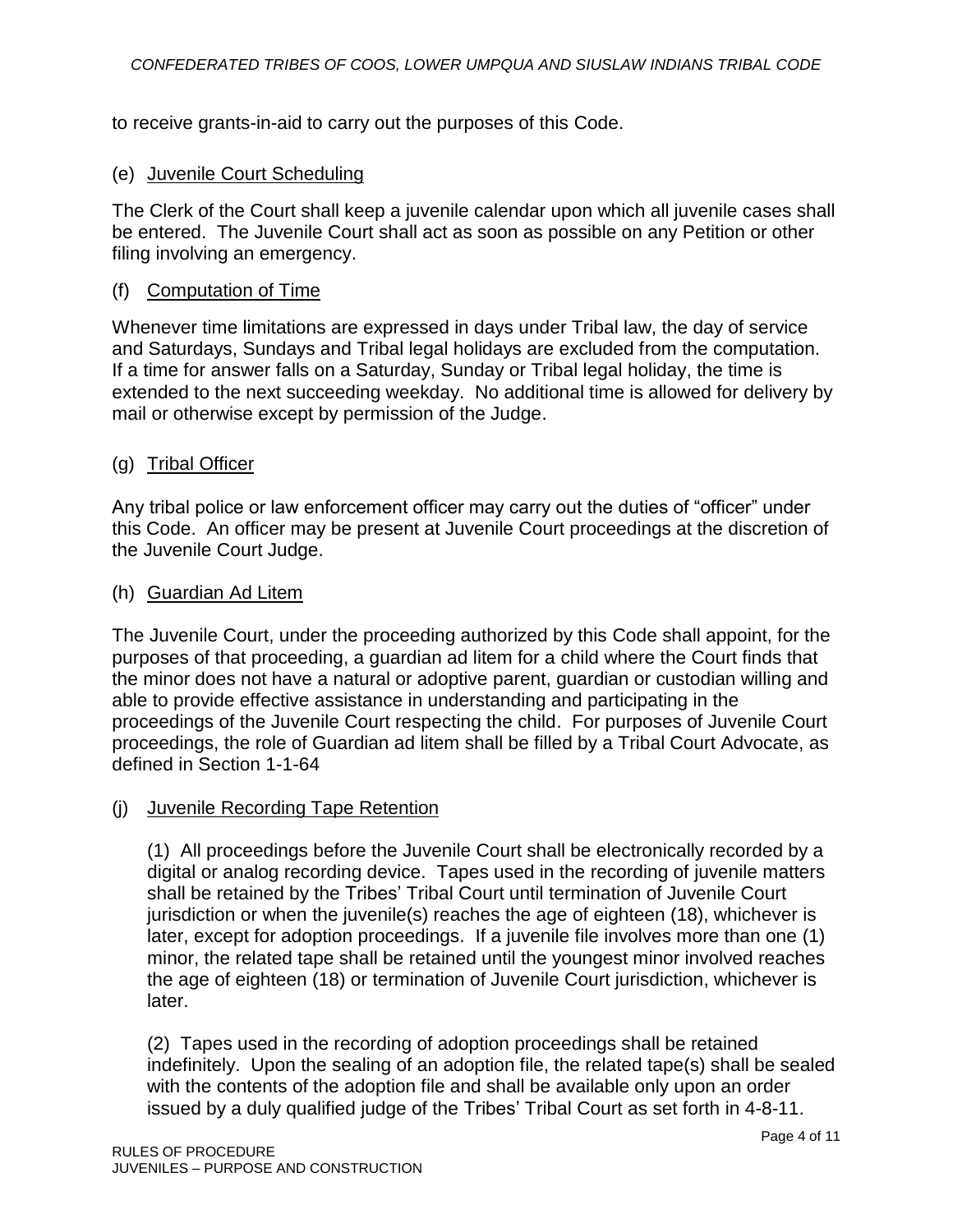to receive grants-in-aid to carry out the purposes of this Code.

(e) Juvenile Court Scheduling

The Clerk of the Court shall keep a juvenile calendar upon which all juvenile cases shall be entered. The Juvenile Court shall act as soon as possible on any Petition or other filing involving an emergency.

(f) Computation of Time

Whenever time limitations are expressed in days under Tribal law, the day of service and Saturdays, Sundays and Tribal legal holidays are excluded from the computation. If a time for answer falls on a Saturday, Sunday or Tribal legal holiday, the time is extended to the next succeeding weekday. No additional time is allowed for delivery by mail or otherwise except by permission of the Judge.

(g) Tribal Officer

Any tribal police or law enforcement officer may carry out the duties of "officer" under this Code. An officer may be present at Juvenile Court proceedings at the discretion of the Juvenile Court Judge.

(h) Guardian Ad Litem

The Juvenile Court, under the proceeding authorized by this Code shall appoint, for the purposes of that proceeding, a guardian ad litem for a child where the Court finds that the minor does not have a natural or adoptive parent, guardian or custodian willing and able to provide effective assistance in understanding and participating in the proceedings of the Juvenile Court respecting the child. For purposes of Juvenile Court proceedings, the role of Guardian ad litem shall be filled by a Tribal Court Advocate, as defined in Section 1-1-64

(j) Juvenile Recording Tape Retention

(1) All proceedings before the Juvenile Court shall be electronically recorded by a digital or analog recording device. Tapes used in the recording of juvenile matters shall be retained by the Tribes' Tribal Court until termination of Juvenile Court jurisdiction or when the juvenile(s) reaches the age of eighteen (18), whichever is later, except for adoption proceedings. If a juvenile file involves more than one (1) minor, the related tape shall be retained until the youngest minor involved reaches the age of eighteen (18) or termination of Juvenile Court jurisdiction, whichever is later.

(2) Tapes used in the recording of adoption proceedings shall be retained indefinitely. Upon the sealing of an adoption file, the related tape(s) shall be sealed with the contents of the adoption file and shall be available only upon an order issued by a duly qualified judge of the Tribes' Tribal Court as set forth in 4-8-11.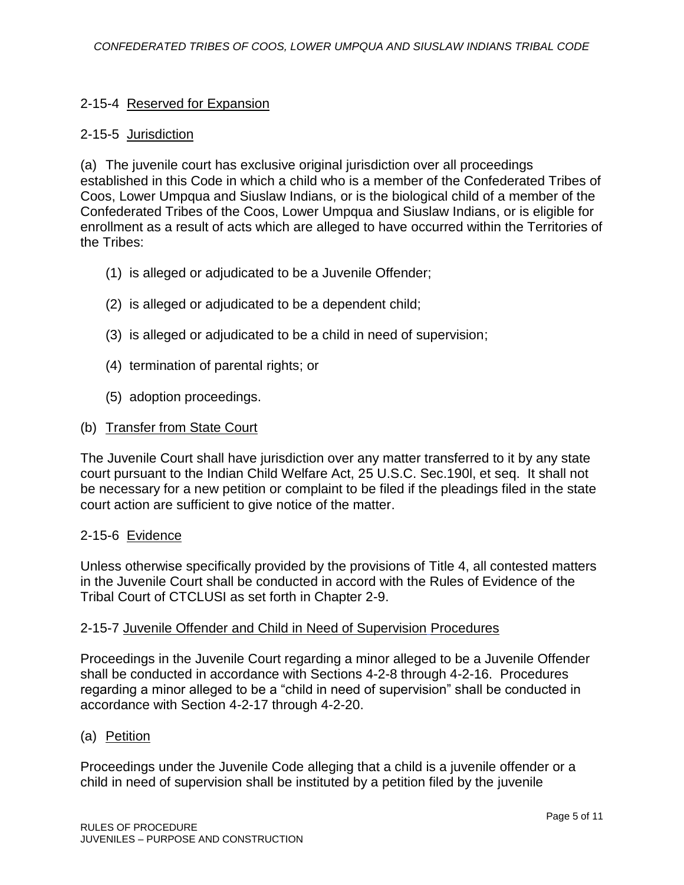## 2-15-4 Reserved for Expansion

## 2-15-5 Jurisdiction

(a) The juvenile court has exclusive original jurisdiction over all proceedings established in this Code in which a child who is a member of the Confederated Tribes of Coos, Lower Umpqua and Siuslaw Indians, or is the biological child of a member of the Confederated Tribes of the Coos, Lower Umpqua and Siuslaw Indians, or is eligible for enrollment as a result of acts which are alleged to have occurred within the Territories of the Tribes:

- (1) is alleged or adjudicated to be a Juvenile Offender;
- (2) is alleged or adjudicated to be a dependent child;
- (3) is alleged or adjudicated to be a child in need of supervision;
- (4) termination of parental rights; or
- (5) adoption proceedings.

(b) Transfer from State Court

The Juvenile Court shall have jurisdiction over any matter transferred to it by any state court pursuant to the Indian Child Welfare Act, 25 U.S.C. Sec.190l, et seq. It shall not be necessary for a new petition or complaint to be filed if the pleadings filed in the state court action are sufficient to give notice of the matter.

## 2-15-6 Evidence

Unless otherwise specifically provided by the provisions of Title 4, all contested matters in the Juvenile Court shall be conducted in accord with the Rules of Evidence of the Tribal Court of CTCLUSI as set forth in Chapter 2-9.

## 2-15-7 Juvenile Offender and Child in Need of Supervision Procedures

Proceedings in the Juvenile Court regarding a minor alleged to be a Juvenile Offender shall be conducted in accordance with Sections 4-2-8 through 4-2-16. Procedures regarding a minor alleged to be a "child in need of supervision" shall be conducted in accordance with Section 4-2-17 through 4-2-20.

(a) Petition

Proceedings under the Juvenile Code alleging that a child is a juvenile offender or a child in need of supervision shall be instituted by a petition filed by the juvenile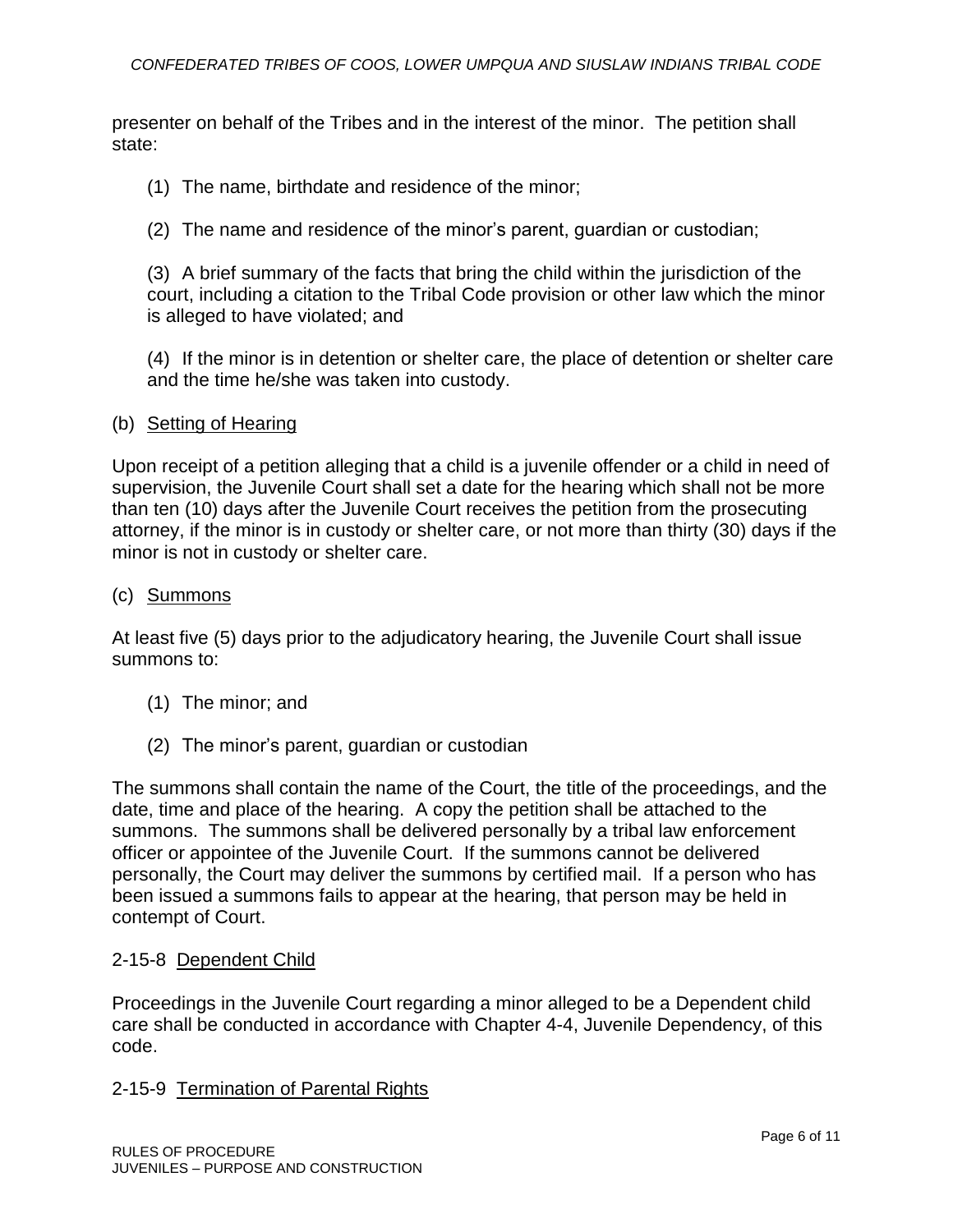presenter on behalf of the Tribes and in the interest of the minor. The petition shall state:

(1) The name, birthdate and residence of the minor;

(2) The name and residence of the minor's parent, guardian or custodian;

(3) A brief summary of the facts that bring the child within the jurisdiction of the court, including a citation to the Tribal Code provision or other law which the minor is alleged to have violated; and

(4) If the minor is in detention or shelter care, the place of detention or shelter care and the time he/she was taken into custody.

(b) Setting of Hearing

Upon receipt of a petition alleging that a child is a juvenile offender or a child in need of supervision, the Juvenile Court shall set a date for the hearing which shall not be more than ten (10) days after the Juvenile Court receives the petition from the prosecuting attorney, if the minor is in custody or shelter care, or not more than thirty (30) days if the minor is not in custody or shelter care.

(c) Summons

At least five (5) days prior to the adjudicatory hearing, the Juvenile Court shall issue summons to:

(1) The minor; and

(2) The minor's parent, guardian or custodian

The summons shall contain the name of the Court, the title of the proceedings, and the date, time and place of the hearing. A copy the petition shall be attached to the summons. The summons shall be delivered personally by a tribal law enforcement officer or appointee of the Juvenile Court. If the summons cannot be delivered personally, the Court may deliver the summons by certified mail. If a person who has been issued a summons fails to appear at the hearing, that person may be held in contempt of Court.

## 2-15-8 Dependent Child

Proceedings in the Juvenile Court regarding a minor alleged to be a Dependent child care shall be conducted in accordance with Chapter 4-4, Juvenile Dependency, of this code.

## 2-15-9 Termination of Parental Rights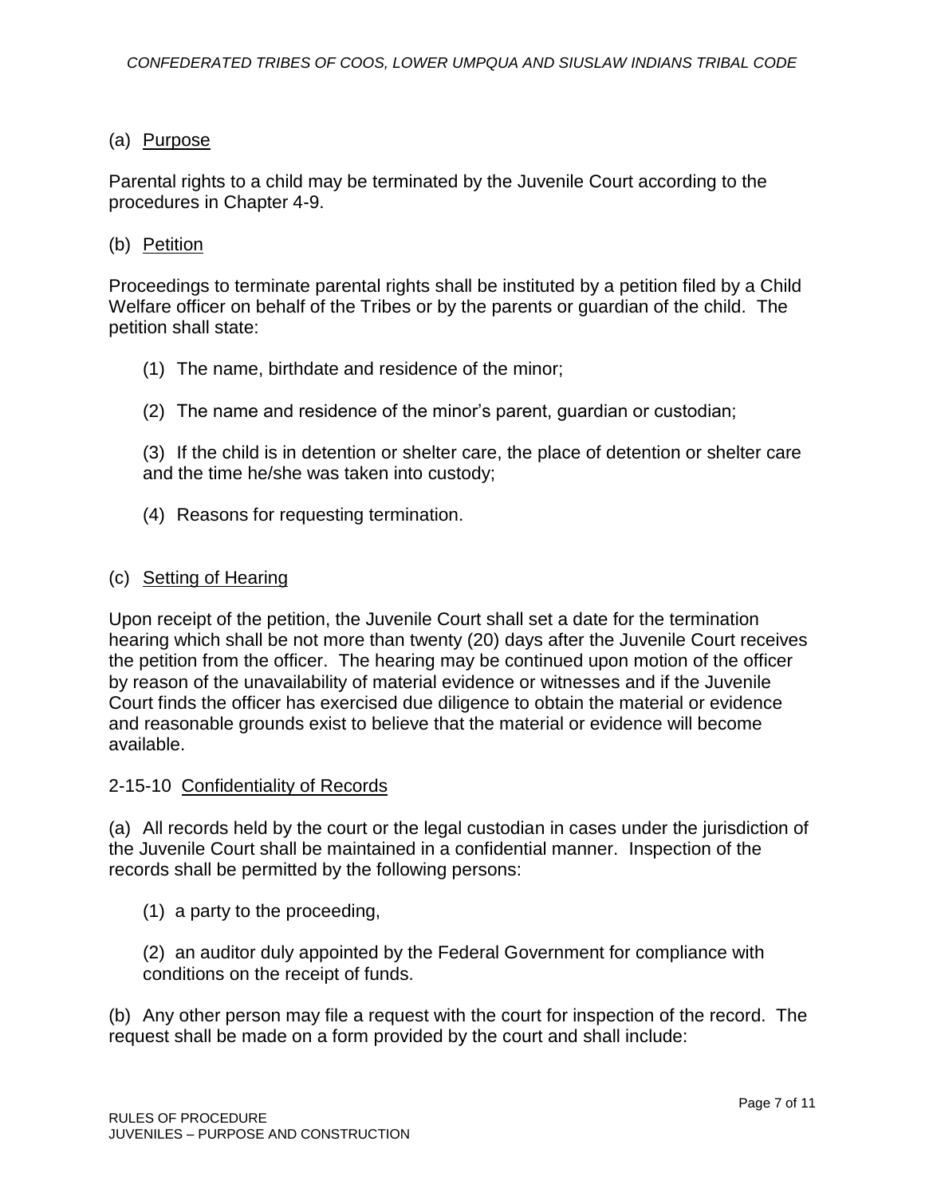(a) Purpose

Parental rights to a child may be terminated by the Juvenile Court according to the procedures in Chapter 4-9.

(b) Petition

Proceedings to terminate parental rights shall be instituted by a petition filed by a Child Welfare officer on behalf of the Tribes or by the parents or guardian of the child. The petition shall state:

(1) The name, birthdate and residence of the minor;

(2) The name and residence of the minor's parent, guardian or custodian;

(3) If the child is in detention or shelter care, the place of detention or shelter care and the time he/she was taken into custody;

(4) Reasons for requesting termination.

(c) Setting of Hearing

Upon receipt of the petition, the Juvenile Court shall set a date for the termination hearing which shall be not more than twenty (20) days after the Juvenile Court receives the petition from the officer. The hearing may be continued upon motion of the officer by reason of the unavailability of material evidence or witnesses and if the Juvenile Court finds the officer has exercised due diligence to obtain the material or evidence and reasonable grounds exist to believe that the material or evidence will become available.

## 2-15-10 Confidentiality of Records

(a) All records held by the court or the legal custodian in cases under the jurisdiction of the Juvenile Court shall be maintained in a confidential manner. Inspection of the records shall be permitted by the following persons:

(1) a party to the proceeding,

(2) an auditor duly appointed by the Federal Government for compliance with conditions on the receipt of funds.

(b) Any other person may file a request with the court for inspection of the record. The request shall be made on a form provided by the court and shall include: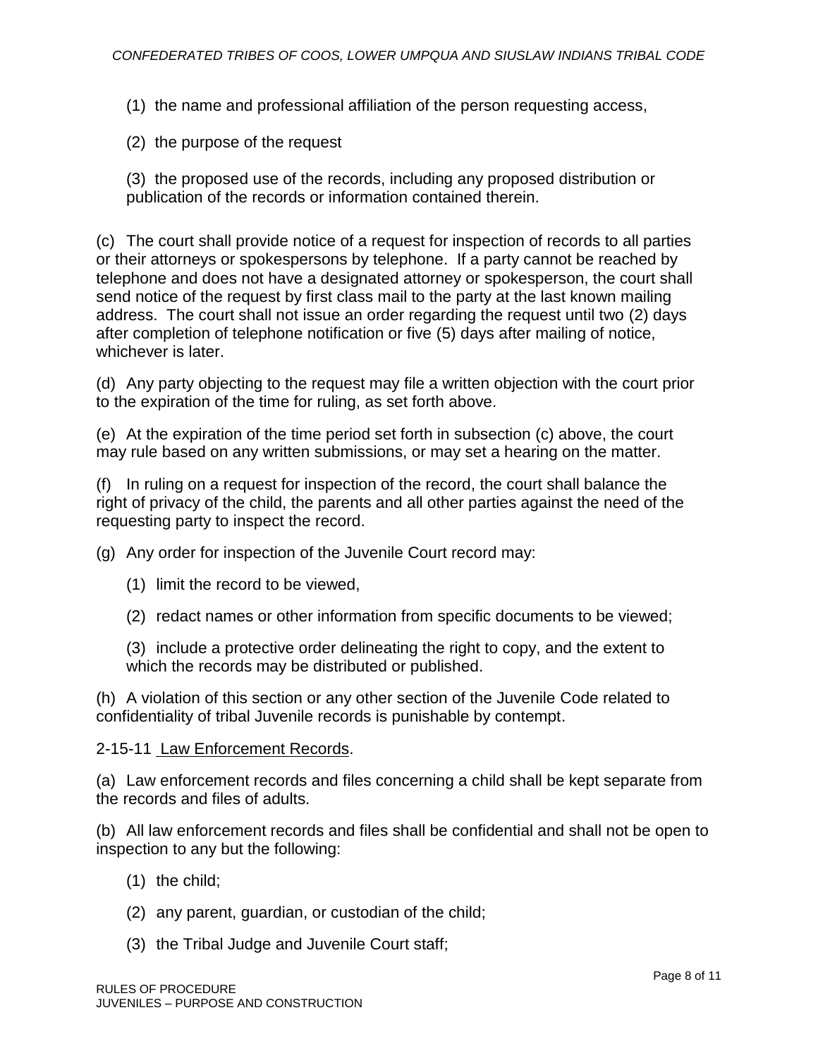(1) the name and professional affiliation of the person requesting access,

(2) the purpose of the request

(3) the proposed use of the records, including any proposed distribution or publication of the records or information contained therein.

(c) The court shall provide notice of a request for inspection of records to all parties or their attorneys or spokespersons by telephone. If a party cannot be reached by telephone and does not have a designated attorney or spokesperson, the court shall send notice of the request by first class mail to the party at the last known mailing address. The court shall not issue an order regarding the request until two (2) days after completion of telephone notification or five (5) days after mailing of notice, whichever is later.

(d) Any party objecting to the request may file a written objection with the court prior to the expiration of the time for ruling, as set forth above.

(e) At the expiration of the time period set forth in subsection (c) above, the court may rule based on any written submissions, or may set a hearing on the matter.

(f) In ruling on a request for inspection of the record, the court shall balance the right of privacy of the child, the parents and all other parties against the need of the requesting party to inspect the record.

(g) Any order for inspection of the Juvenile Court record may:

(1) limit the record to be viewed,

(2) redact names or other information from specific documents to be viewed;

(3) include a protective order delineating the right to copy, and the extent to which the records may be distributed or published.

(h) A violation of this section or any other section of the Juvenile Code related to confidentiality of tribal Juvenile records is punishable by contempt.

2-15-11 Law Enforcement Records.

(a) Law enforcement records and files concerning a child shall be kept separate from the records and files of adults.

(b) All law enforcement records and files shall be confidential and shall not be open to inspection to any but the following:

(1) the child;

(2) any parent, guardian, or custodian of the child;

(3) the Tribal Judge and Juvenile Court staff;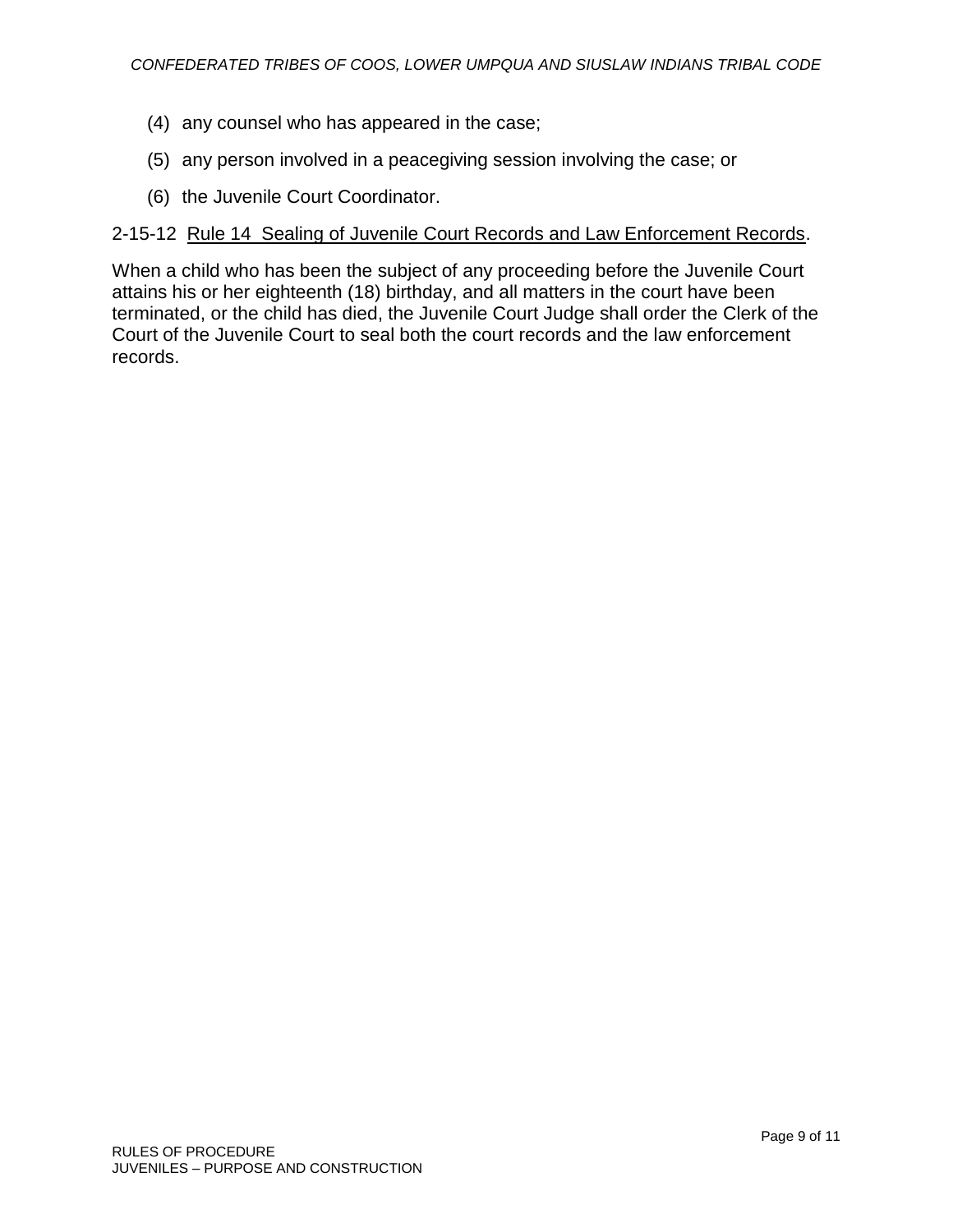(4) any counsel who has appeared in the case;

(5) any person involved in a peacegiving session involving the case; or

(6) the Juvenile Court Coordinator.

2-15-12 Rule 14 Sealing of Juvenile Court Records and Law Enforcement Records.

When a child who has been the subject of any proceeding before the Juvenile Court attains his or her eighteenth (18) birthday, and all matters in the court have been terminated, or the child has died, the Juvenile Court Judge shall order the Clerk of the Court of the Juvenile Court to seal both the court records and the law enforcement records.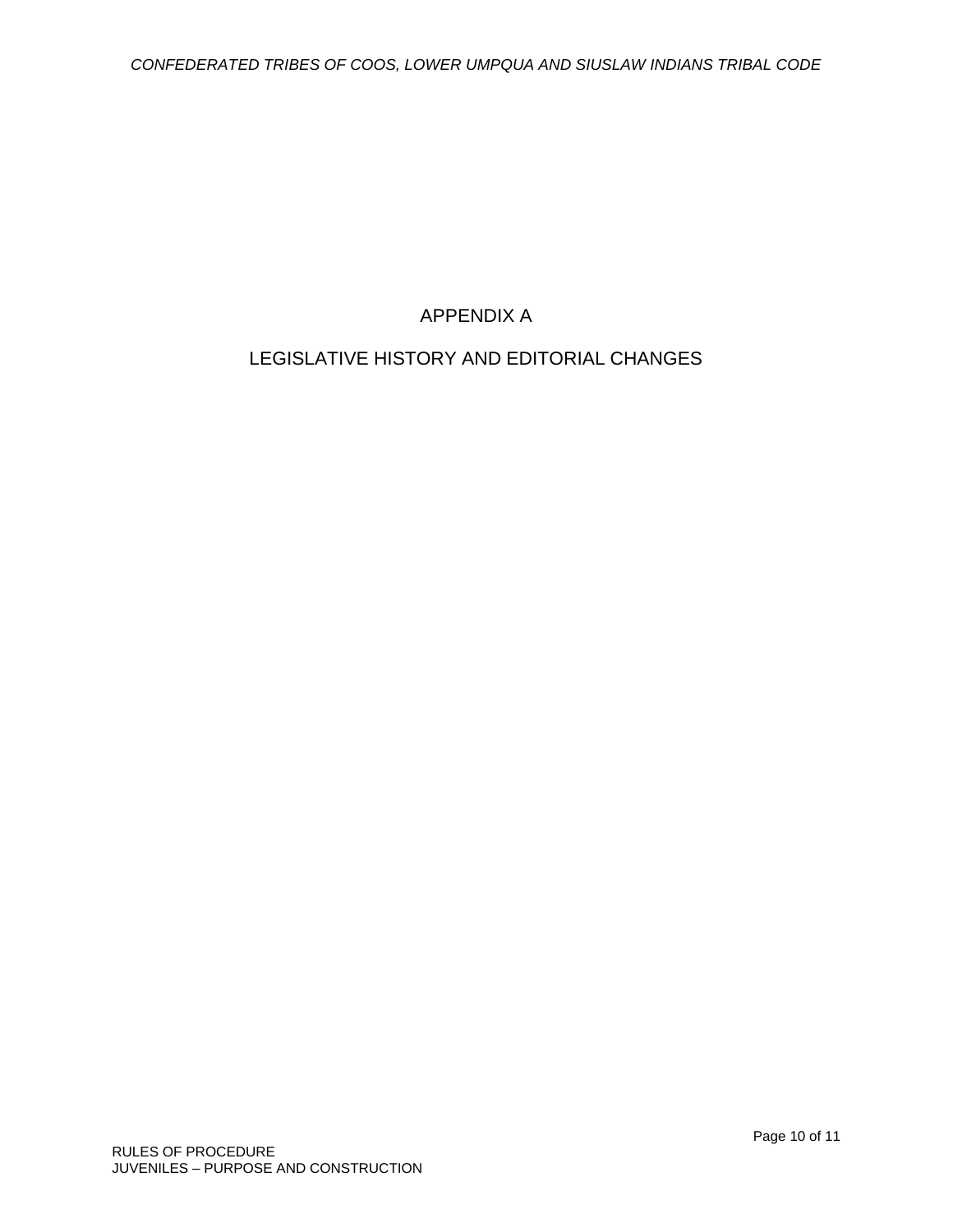# APPENDIX A

## LEGISLATIVE HISTORY AND EDITORIAL CHANGES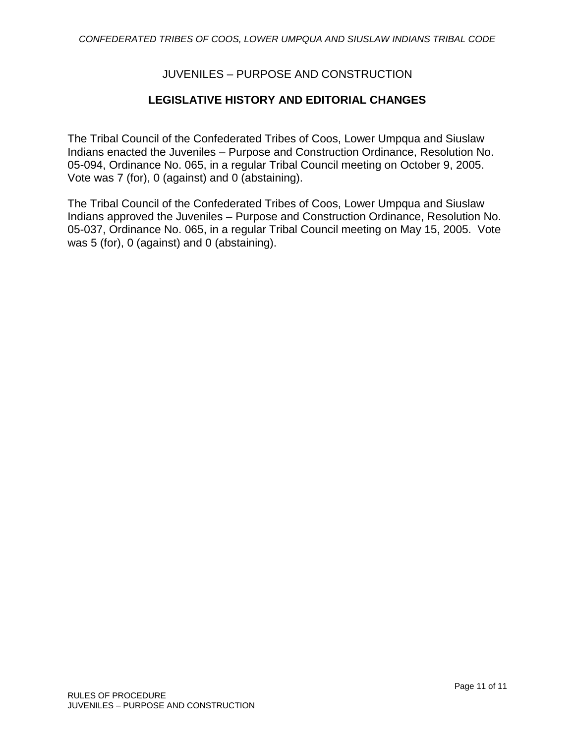## JUVENILES – PURPOSE AND CONSTRUCTION

### LEGISLATIVE HISTORY AND EDITORIAL CHANGES

The Tribal Council of the Confederated Tribes of Coos, Lower Umpqua and Siuslaw Indians enacted the Juveniles – Purpose and Construction Ordinance, Resolution No. 05-094, Ordinance No. 065, in a regular Tribal Council meeting on October 9, 2005. Vote was 7 (for), 0 (against) and 0 (abstaining).

The Tribal Council of the Confederated Tribes of Coos, Lower Umpqua and Siuslaw Indians approved the Juveniles – Purpose and Construction Ordinance, Resolution No. 05-037, Ordinance No. 065, in a regular Tribal Council meeting on May 15, 2005. Vote was 5 (for), 0 (against) and 0 (abstaining).